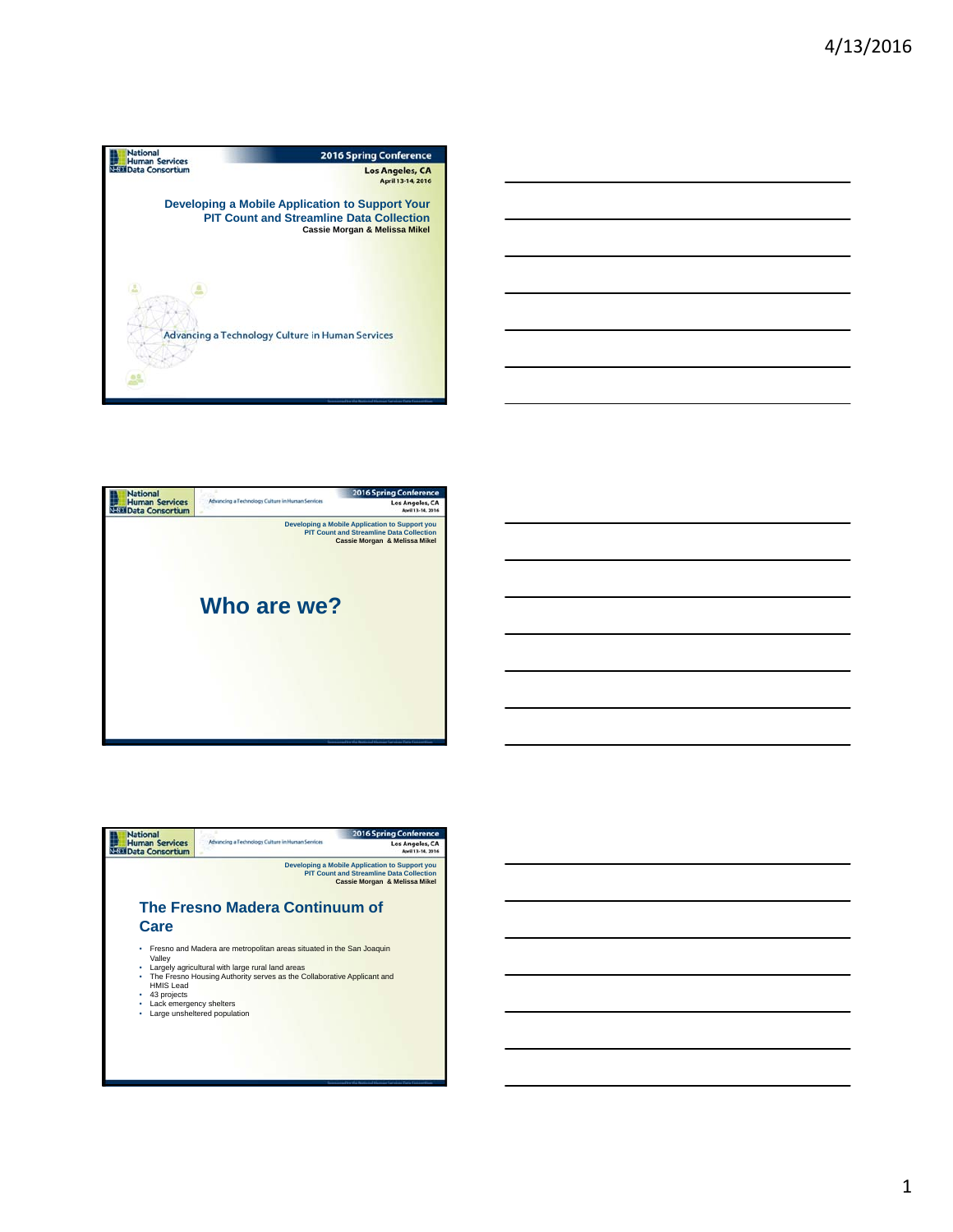National Human Services Data Consortium

2016 Spring Conference
Los Angeles, CA
April 13-14, 2016

## Developing a Mobile Application to Support Your PIT Count and Streamline Data Collection

Cassie Morgan & Melissa Mikel

Advancing a Technology Culture in Human Services

---

National Human Services Data Consortium | Advancing a Technology Culture in Human Services | 2016 Spring Conference, Los Angeles, CA, April 13-14, 2016

Developing a Mobile Application to Support you PIT Count and Streamline Data Collection
Cassie Morgan & Melissa Mikel

## Who are we?

---

National Human Services Data Consortium | Advancing a Technology Culture in Human Services | 2016 Spring Conference, Los Angeles, CA, April 13-14, 2016

Developing a Mobile Application to Support you PIT Count and Streamline Data Collection
Cassie Morgan & Melissa Mikel

## The Fresno Madera Continuum of Care

- Fresno and Madera are metropolitan areas situated in the San Joaquin Valley
- Largely agricultural with large rural land areas
- The Fresno Housing Authority serves as the Collaborative Applicant and HMIS Lead
- 43 projects
- Lack emergency shelters
- Large unsheltered population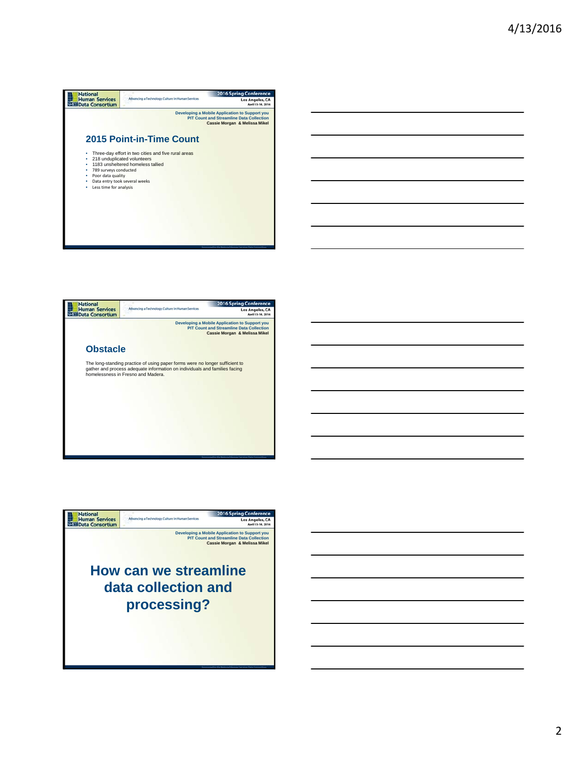## 2015 Point-in-Time Count

- Three-day effort in two cities and five rural areas
- 218 unduplicated volunteers
- 1183 unsheltered homeless tallied
- 789 surveys conducted
- Poor data quality
- Data entry took several weeks
- Less time for analysis

## Obstacle

The long-standing practice of using paper forms were no longer sufficient to gather and process adequate information on individuals and families facing homelessness in Fresno and Madera.

## How can we streamline data collection and processing?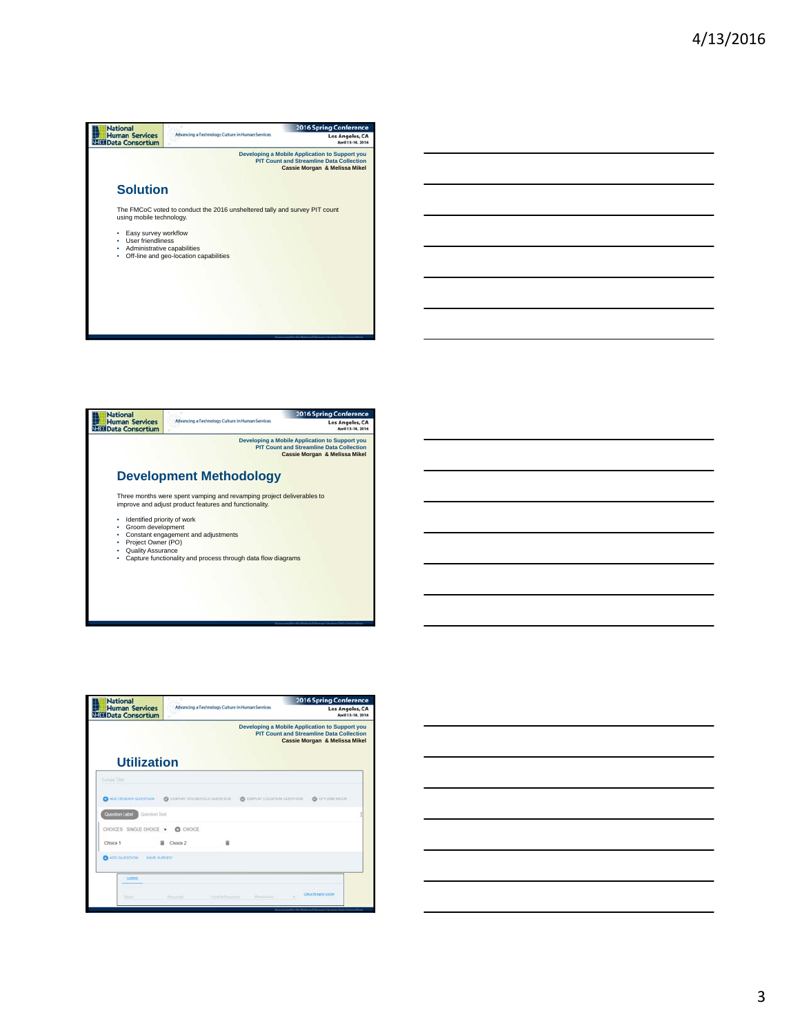## Solution

The FMCoC voted to conduct the 2016 unsheltered tally and survey PIT count using mobile technology.

- Easy survey workflow
- User friendliness
- Administrative capabilities
- Off-line and geo-location capabilities

## Development Methodology

Three months were spent vamping and revamping project deliverables to improve and adjust product features and functionality.

- Identified priority of work
- Groom development
- Constant engagement and adjustments
- Project Owner (PO)
- Quality Assurance
- Capture functionality and process through data flow diagrams

## Utilization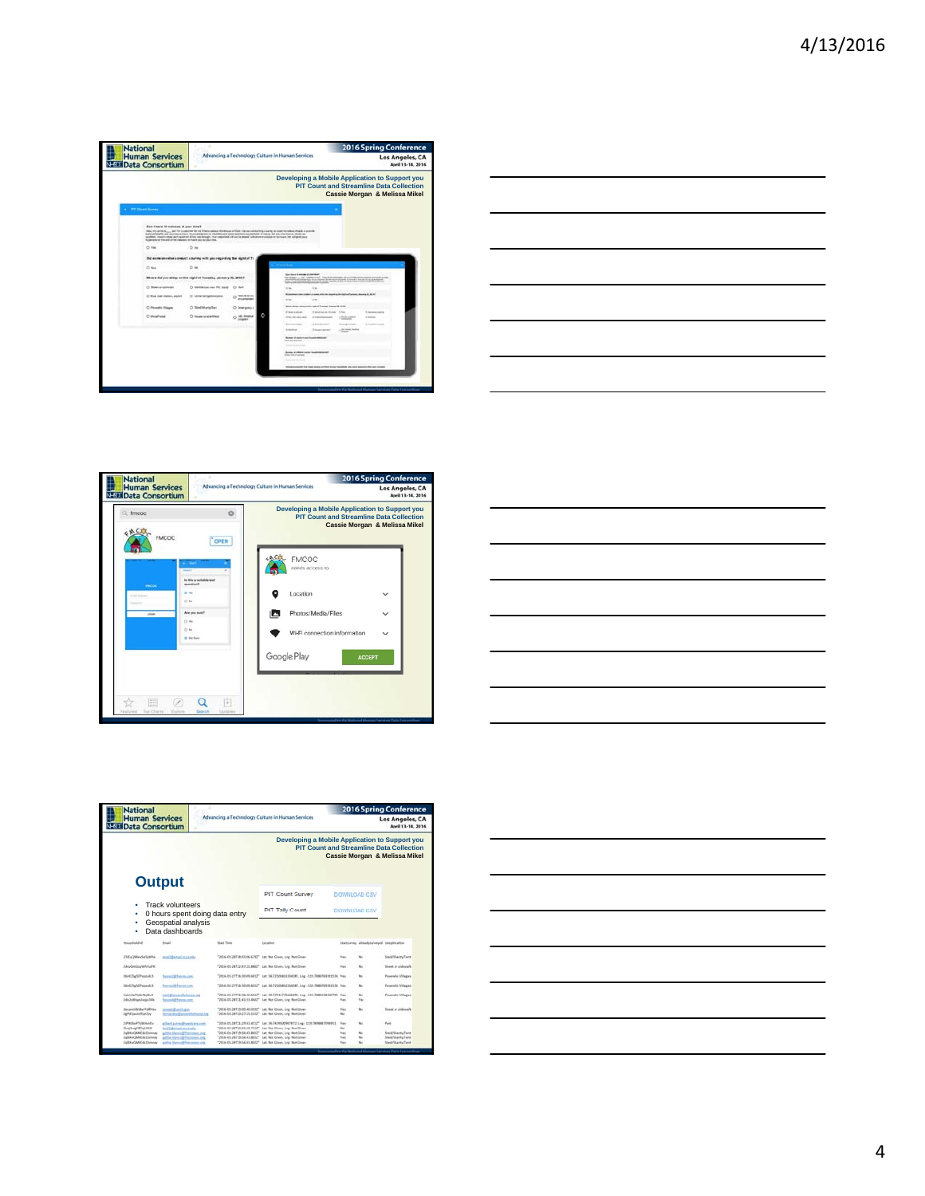**Developing a Mobile Application to Support you PIT Count and Streamline Data Collection**
Cassie Morgan & Melissa Mikel

**Developing a Mobile Application to Support you PIT Count and Streamline Data Collection**
Cassie Morgan & Melissa Mikel

FMCOC needs access to

- Location
- Photos/Media/Files
- Wi-Fi connection information

Google Play ACCEPT

**Developing a Mobile Application to Support you PIT Count and Streamline Data Collection**
Cassie Morgan & Melissa Mikel

# Output

- Track volunteers
- 0 hours spent doing data entry
- Geospatial analysis
- Data dashboards

PIT Count Survey DOWNLOAD CSV

PIT Tally Count DOWNLOAD CSV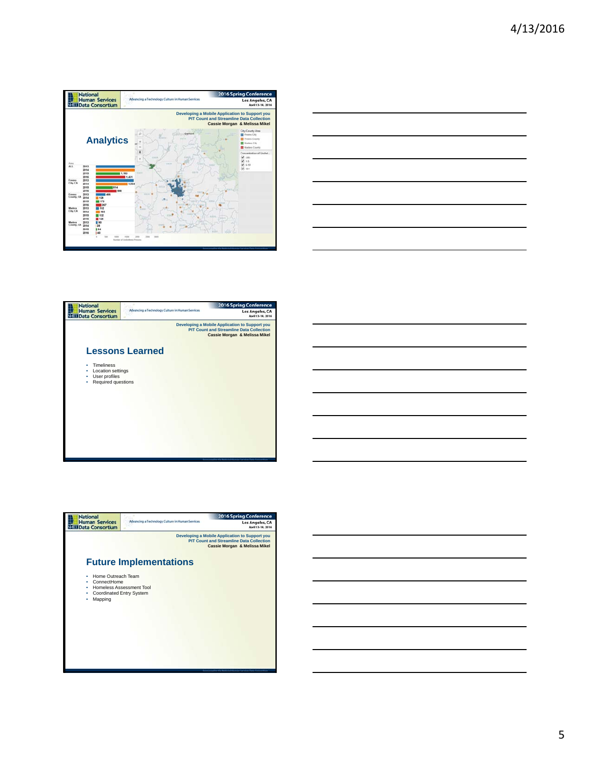2016 Spring Conference
Los Angeles, CA
April 13-14, 2016

Advancing a Technology Culture in Human Services

Developing a Mobile Application to Support you PIT Count and Streamline Data Collection
Cassie Morgan & Melissa Mikel

## Analytics

## Lessons Learned

- Timeliness
- Location settings
- User profiles
- Required questions

## Future Implementations

- Home Outreach Team
- ConnectHome
- Homeless Assessment Tool
- Coordinated Entry System
- Mapping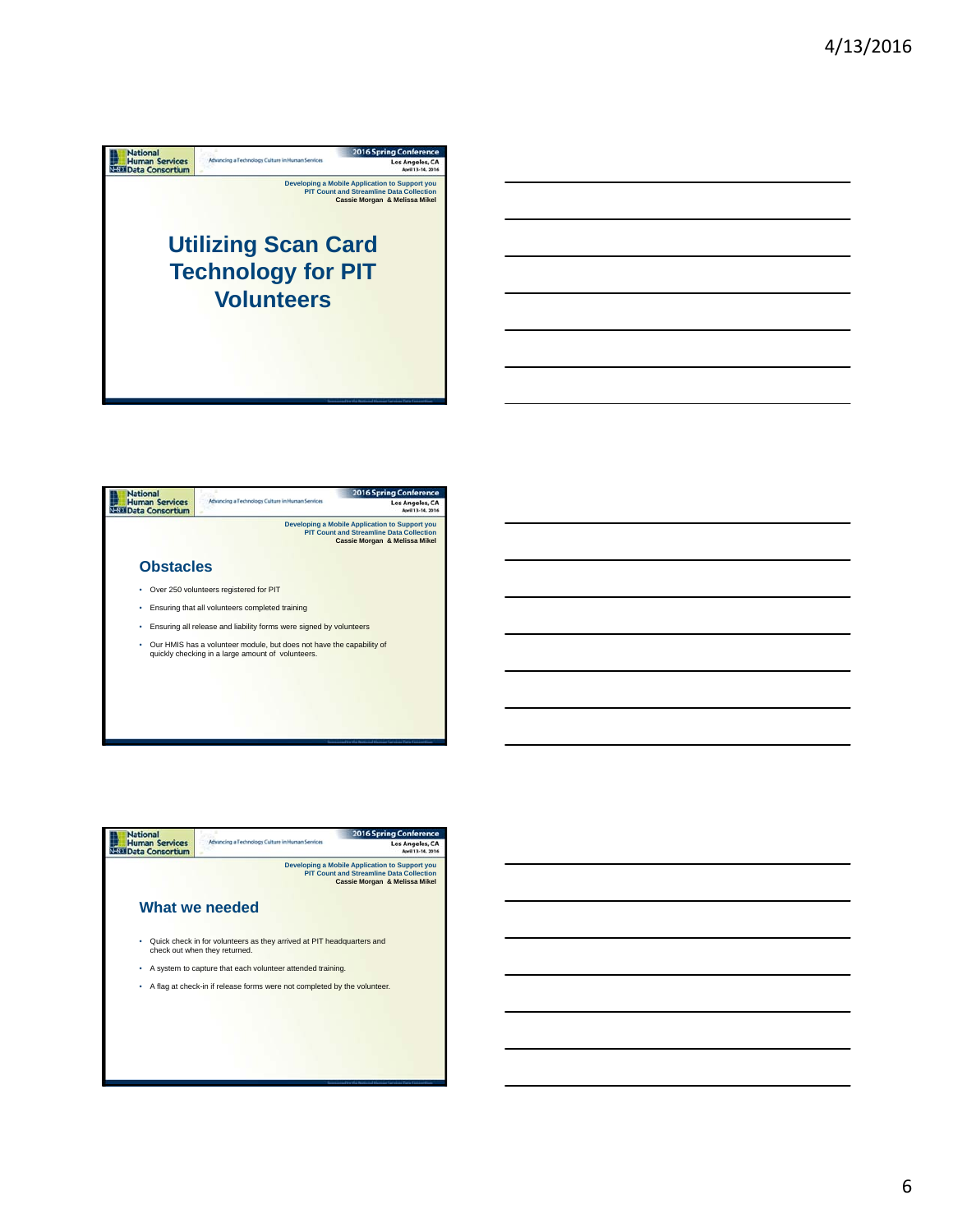# Utilizing Scan Card Technology for PIT Volunteers

## Obstacles

- Over 250 volunteers registered for PIT
- Ensuring that all volunteers completed training
- Ensuring all release and liability forms were signed by volunteers
- Our HMIS has a volunteer module, but does not have the capability of quickly checking in a large amount of volunteers.

## What we needed

- Quick check in for volunteers as they arrived at PIT headquarters and check out when they returned.
- A system to capture that each volunteer attended training.
- A flag at check-in if release forms were not completed by the volunteer.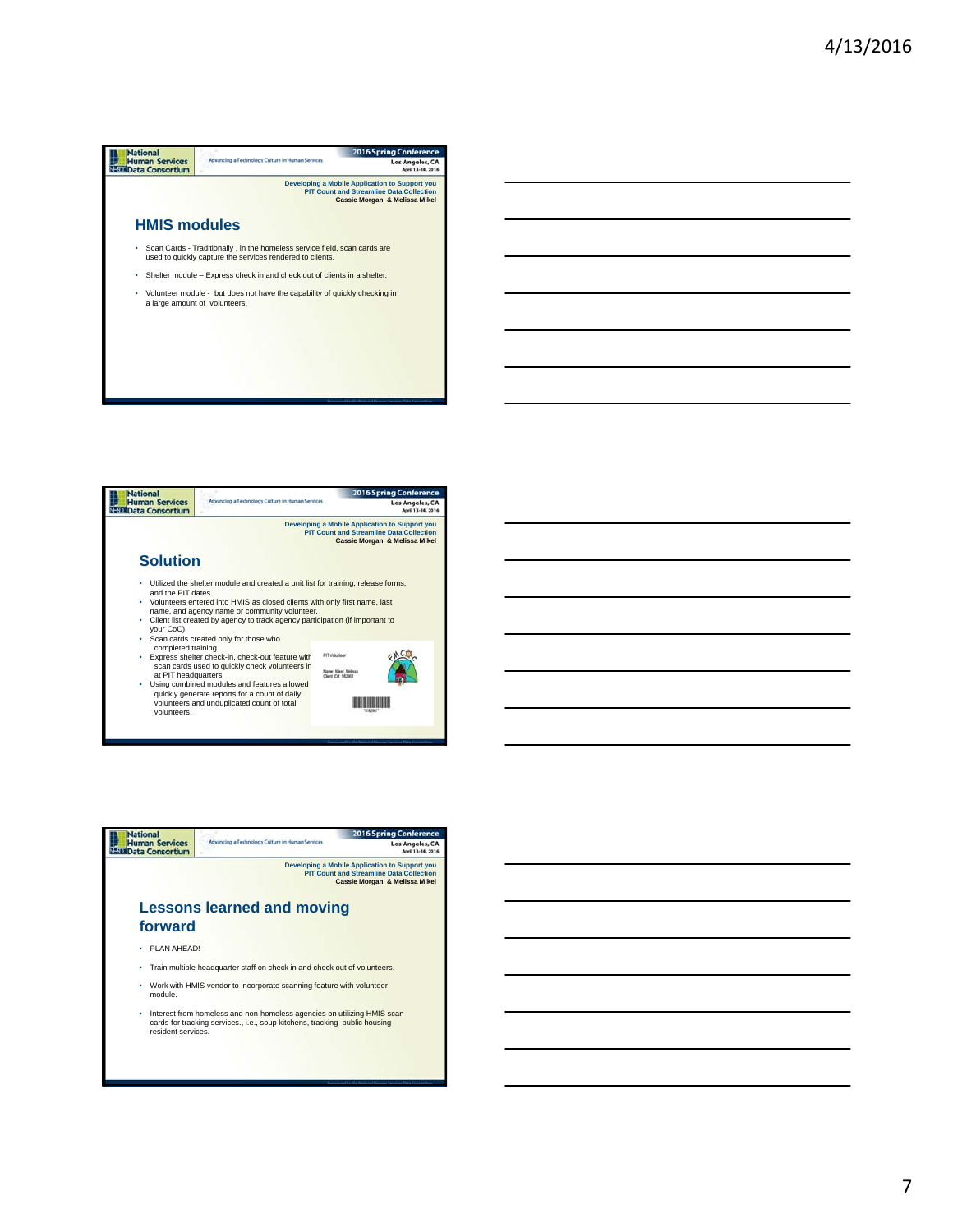## HMIS modules

- Scan Cards - Traditionally , in the homeless service field, scan cards are used to quickly capture the services rendered to clients.
- Shelter module – Express check in and check out of clients in a shelter.
- Volunteer module - but does not have the capability of quickly checking in a large amount of volunteers.

## Solution

- Utilized the shelter module and created a unit list for training, release forms, and the PIT dates.
- Volunteers entered into HMIS as closed clients with only first name, last name, and agency name or community volunteer.
- Client list created by agency to track agency participation (if important to your CoC)
- Scan cards created only for those who completed training
- Express shelter check-in, check-out feature with scan cards used to quickly check volunteers in at PIT headquarters
- Using combined modules and features allowed quickly generate reports for a count of daily volunteers and unduplicated count of total volunteers.

PIT Volunteer

Name: Mikel, Melissa
Client ID#: 182961

*182961*

## Lessons learned and moving forward

- PLAN AHEAD!
- Train multiple headquarter staff on check in and check out of volunteers.
- Work with HMIS vendor to incorporate scanning feature with volunteer module.
- Interest from homeless and non-homeless agencies on utilizing HMIS scan cards for tracking services., i.e., soup kitchens, tracking public housing resident services.